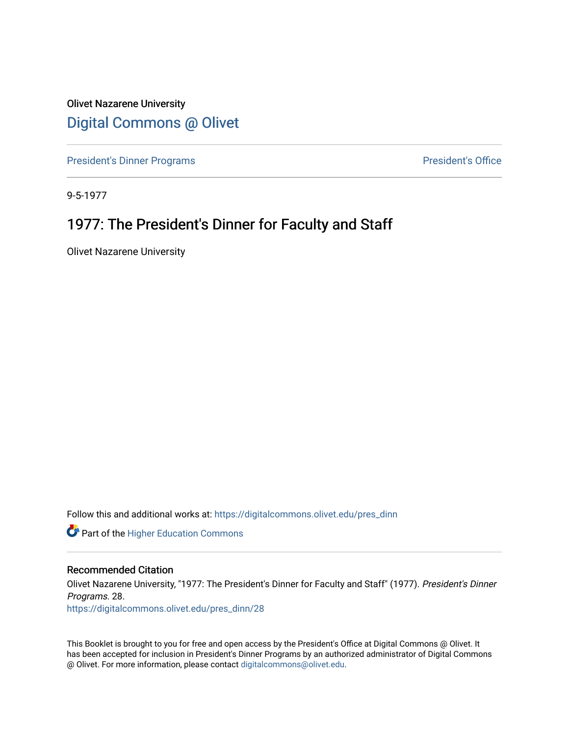Olivet Nazarene University

# Digital Commons @ Olivet

President's Dinner Programs | President's Office

9-5-1977

## 1977: The President's Dinner for Faculty and Staff

Olivet Nazarene University

Follow this and additional works at: https://digitalcommons.olivet.edu/pres_dinn

Part of the Higher Education Commons

### Recommended Citation

Olivet Nazarene University, "1977: The President's Dinner for Faculty and Staff" (1977). *President's Dinner Programs*. 28.
https://digitalcommons.olivet.edu/pres_dinn/28

This Booklet is brought to you for free and open access by the President's Office at Digital Commons @ Olivet. It has been accepted for inclusion in President's Dinner Programs by an authorized administrator of Digital Commons @ Olivet. For more information, please contact digitalcommons@olivet.edu.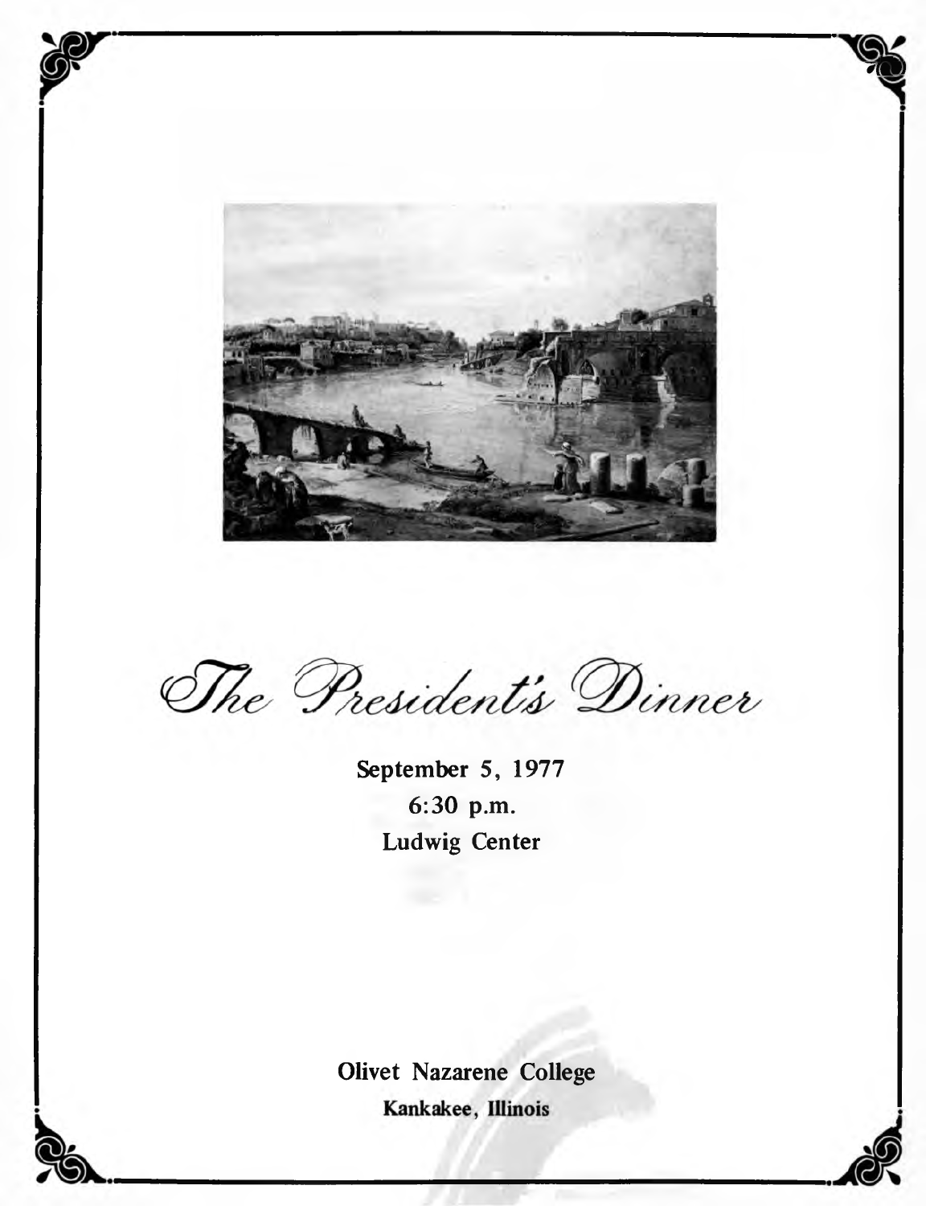# *The President's Dinner*

**September 5, 1977**
**6:30 p.m.**
**Ludwig Center**

**Olivet Nazarene College**
**Kankakee, Illinois**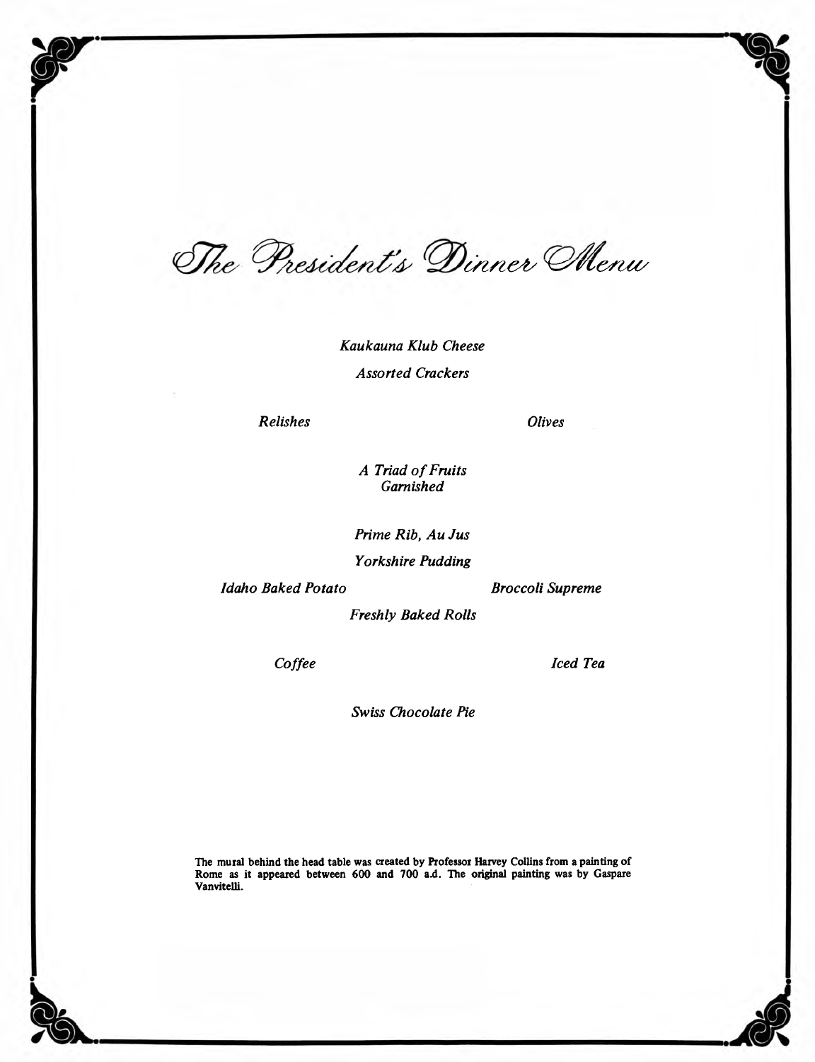# *The President's Dinner Menu*

*Kaukauna Klub Cheese*

*Assorted Crackers*

*Relishes*

*Olives*

*A Triad of Fruits*
*Garnished*

*Prime Rib, Au Jus*

*Yorkshire Pudding*

*Idaho Baked Potato*

*Broccoli Supreme*

*Freshly Baked Rolls*

*Coffee*

*Iced Tea*

*Swiss Chocolate Pie*

**The mural behind the head table was created by Professor Harvey Collins from a painting of Rome as it appeared between 600 and 700 a.d. The original painting was by Gaspare Vanvitelli.**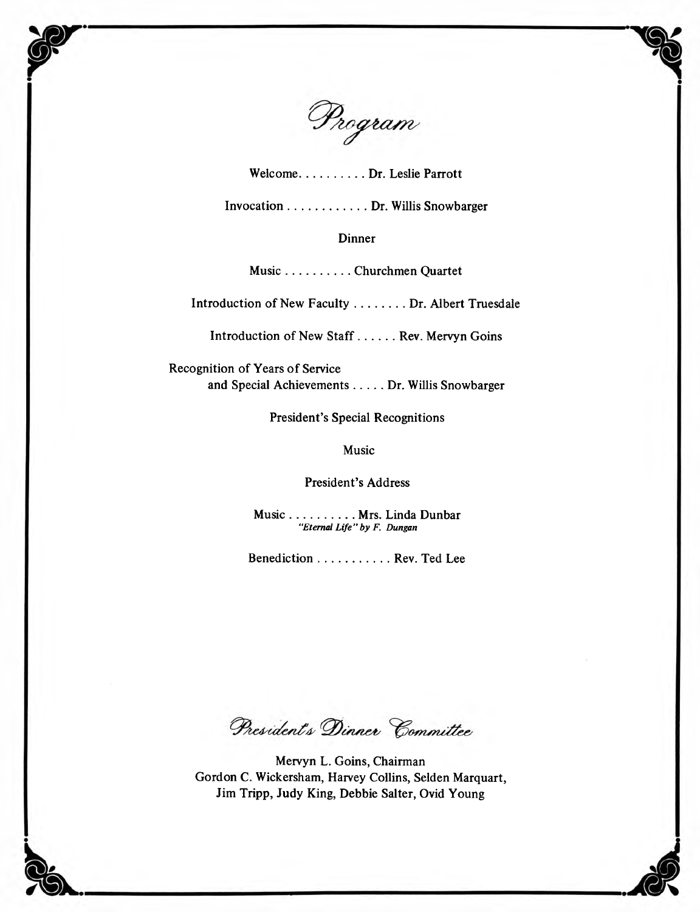# Program

Welcome. . . . . . . . . . Dr. Leslie Parrott

Invocation . . . . . . . . . . . . Dr. Willis Snowbarger

Dinner

Music . . . . . . . . . . Churchmen Quartet

Introduction of New Faculty . . . . . . . . Dr. Albert Truesdale

Introduction of New Staff . . . . . . Rev. Mervyn Goins

Recognition of Years of Service
and Special Achievements . . . . . Dr. Willis Snowbarger

President's Special Recognitions

Music

President's Address

Music . . . . . . . . . . Mrs. Linda Dunbar
*"Eternal Life" by F. Dungan*

Benediction . . . . . . . . . . . Rev. Ted Lee

## President's Dinner Committee

Mervyn L. Goins, Chairman
Gordon C. Wickersham, Harvey Collins, Selden Marquart,
Jim Tripp, Judy King, Debbie Salter, Ovid Young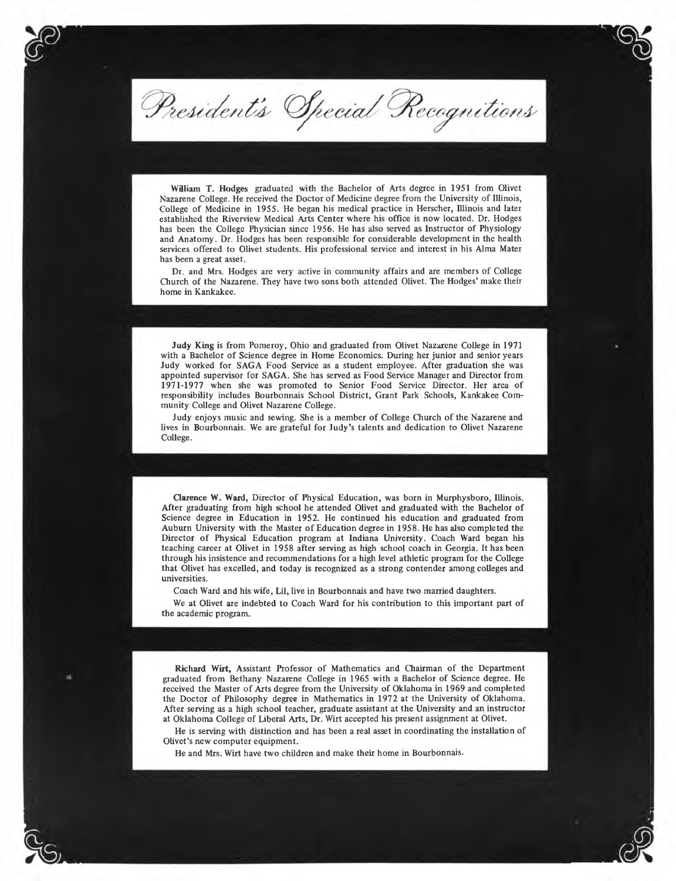# President's Special Recognitions

**William T. Hodges** graduated with the Bachelor of Arts degree in 1951 from Olivet Nazarene College. He received the Doctor of Medicine degree from the University of Illinois, College of Medicine in 1955. He began his medical practice in Herscher, Illinois and later established the Riverview Medical Arts Center where his office is now located. Dr. Hodges has been the College Physician since 1956. He has also served as Instructor of Physiology and Anatomy. Dr. Hodges has been responsible for considerable development in the health services offered to Olivet students. His professional service and interest in his Alma Mater has been a great asset.

Dr. and Mrs. Hodges are very active in community affairs and are members of College Church of the Nazarene. They have two sons both attended Olivet. The Hodges' make their home in Kankakee.

**Judy King** is from Pomeroy, Ohio and graduated from Olivet Nazarene College in 1971 with a Bachelor of Science degree in Home Economics. During her junior and senior years Judy worked for SAGA Food Service as a student employee. After graduation she was appointed supervisor for SAGA. She has served as Food Service Manager and Director from 1971-1977 when she was promoted to Senior Food Service Director. Her area of responsibility includes Bourbonnais School District, Grant Park Schools, Kankakee Community College and Olivet Nazarene College.

Judy enjoys music and sewing. She is a member of College Church of the Nazarene and lives in Bourbonnais. We are grateful for Judy's talents and dedication to Olivet Nazarene College.

**Clarence W. Ward**, Director of Physical Education, was born in Murphysboro, Illinois. After graduating from high school he attended Olivet and graduated with the Bachelor of Science degree in Education in 1952. He continued his education and graduated from Auburn University with the Master of Education degree in 1958. He has also completed the Director of Physical Education program at Indiana University. Coach Ward began his teaching career at Olivet in 1958 after serving as high school coach in Georgia. It has been through his insistence and recommendations for a high level athletic program for the College that Olivet has excelled, and today is recognized as a strong contender among colleges and universities.

Coach Ward and his wife, Lil, live in Bourbonnais and have two married daughters.

We at Olivet are indebted to Coach Ward for his contribution to this important part of the academic program.

**Richard Wirt,** Assistant Professor of Mathematics and Chairman of the Department graduated from Bethany Nazarene College in 1965 with a Bachelor of Science degree. He received the Master of Arts degree from the University of Oklahoma in 1969 and completed the Doctor of Philosophy degree in Mathematics in 1972 at the University of Oklahoma. After serving as a high school teacher, graduate assistant at the University and an instructor at Oklahoma College of Liberal Arts, Dr. Wirt accepted his present assignment at Olivet.

He is serving with distinction and has been a real asset in coordinating the installation of Olivet's new computer equipment.

He and Mrs. Wirt have two children and make their home in Bourbonnais.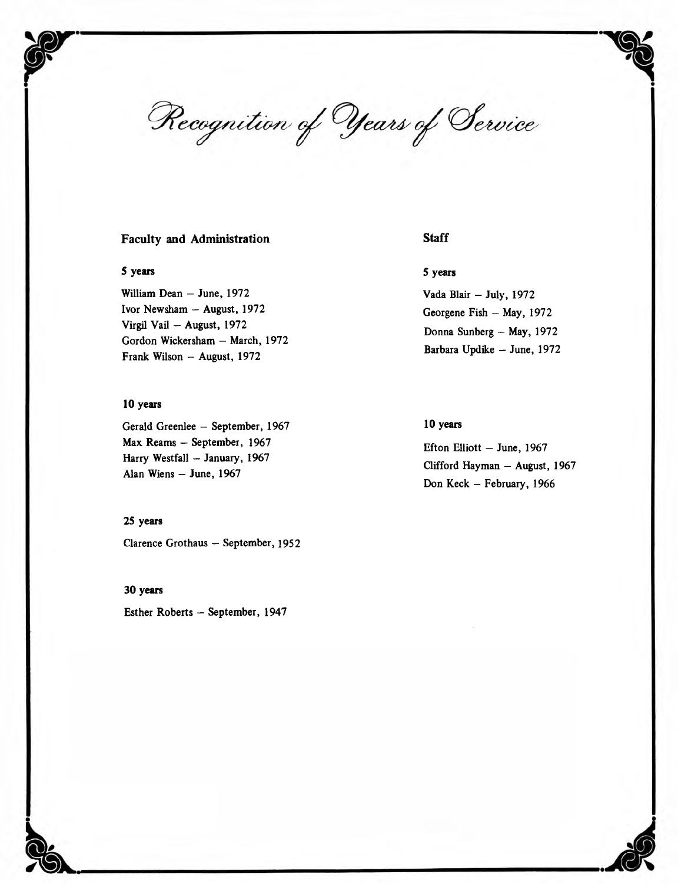# Recognition of Years of Service

## Faculty and Administration

### 5 years

William Dean – June, 1972
Ivor Newsham – August, 1972
Virgil Vail – August, 1972
Gordon Wickersham – March, 1972
Frank Wilson – August, 1972

### 10 years

Gerald Greenlee – September, 1967
Max Reams – September, 1967
Harry Westfall – January, 1967
Alan Wiens – June, 1967

### 25 years

Clarence Grothaus – September, 1952

### 30 years

Esther Roberts – September, 1947

## Staff

### 5 years

Vada Blair – July, 1972
Georgene Fish – May, 1972
Donna Sunberg – May, 1972
Barbara Updike – June, 1972

### 10 years

Efton Elliott – June, 1967
Clifford Hayman – August, 1967
Don Keck – February, 1966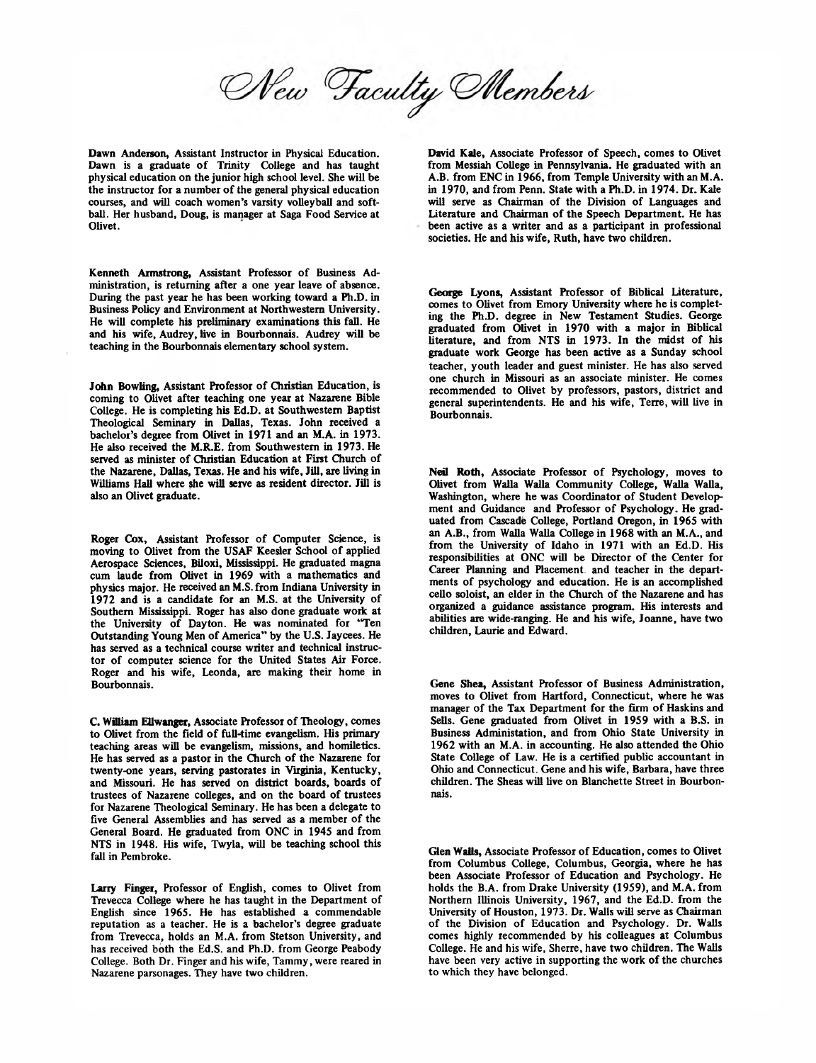# New Faculty Members

**Dawn Anderson,** Assistant Instructor in Physical Education. Dawn is a graduate of Trinity College and has taught physical education on the junior high school level. She will be the instructor for a number of the general physical education courses, and will coach women's varsity volleyball and softball. Her husband, Doug, is manager at Saga Food Service at Olivet.

**Kenneth Armstrong,** Assistant Professor of Business Administration, is returning after a one year leave of absence. During the past year he has been working toward a Ph.D. in Business Policy and Environment at Northwestern University. He will complete his preliminary examinations this fall. He and his wife, Audrey, live in Bourbonnais. Audrey will be teaching in the Bourbonnais elementary school system.

**John Bowling,** Assistant Professor of Christian Education, is coming to Olivet after teaching one year at Nazarene Bible College. He is completing his Ed.D. at Southwestern Baptist Theological Seminary in Dallas, Texas. John received a bachelor's degree from Olivet in 1971 and an M.A. in 1973. He also received the M.R.E. from Southwestern in 1973. He served as minister of Christian Education at First Church of the Nazarene, Dallas, Texas. He and his wife, Jill, are living in Williams Hall where she will serve as resident director. Jill is also an Olivet graduate.

**Roger Cox,** Assistant Professor of Computer Science, is moving to Olivet from the USAF Keesler School of applied Aerospace Sciences, Biloxi, Mississippi. He graduated magna cum laude from Olivet in 1969 with a mathematics and physics major. He received an M.S. from Indiana University in 1972 and is a candidate for an M.S. at the University of Southern Mississippi. Roger has also done graduate work at the University of Dayton. He was nominated for "Ten Outstanding Young Men of America" by the U.S. Jaycees. He has served as a technical course writer and technical instructor of computer science for the United States Air Force. Roger and his wife, Leonda, are making their home in Bourbonnais.

**C. William Ellwanger,** Associate Professor of Theology, comes to Olivet from the field of full-time evangelism. His primary teaching areas will be evangelism, missions, and homiletics. He has served as a pastor in the Church of the Nazarene for twenty-one years, serving pastorates in Virginia, Kentucky, and Missouri. He has served on district boards, boards of trustees of Nazarene colleges, and on the board of trustees for Nazarene Theological Seminary. He has been a delegate to five General Assemblies and has served as a member of the General Board. He graduated from ONC in 1945 and from NTS in 1948. His wife, Twyla, will be teaching school this fall in Pembroke.

**Larry Finger,** Professor of English, comes to Olivet from Trevecca College where he has taught in the Department of English since 1965. He has established a commendable reputation as a teacher. He is a bachelor's degree graduate from Trevecca, holds an M.A. from Stetson University, and has received both the Ed.S. and Ph.D. from George Peabody College. Both Dr. Finger and his wife, Tammy, were reared in Nazarene parsonages. They have two children.

**David Kale,** Associate Professor of Speech, comes to Olivet from Messiah College in Pennsylvania. He graduated with an A.B. from ENC in 1966, from Temple University with an M.A. in 1970, and from Penn. State with a Ph.D. in 1974. Dr. Kale will serve as Chairman of the Division of Languages and Literature and Chairman of the Speech Department. He has been active as a writer and as a participant in professional societies. He and his wife, Ruth, have two children.

**George Lyons,** Assistant Professor of Biblical Literature, comes to Olivet from Emory University where he is completing the Ph.D. degree in New Testament Studies. George graduated from Olivet in 1970 with a major in Biblical literature, and from NTS in 1973. In the midst of his graduate work George has been active as a Sunday school teacher, youth leader and guest minister. He has also served one church in Missouri as an associate minister. He comes recommended to Olivet by professors, pastors, district and general superintendents. He and his wife, Terre, will live in Bourbonnais.

**Neil Roth,** Associate Professor of Psychology, moves to Olivet from Walla Walla Community College, Walla Walla, Washington, where he was Coordinator of Student Development and Guidance and Professor of Psychology. He graduated from Cascade College, Portland Oregon, in 1965 with an A.B., from Walla Walla College in 1968 with an M.A., and from the University of Idaho in 1971 with an Ed.D. His responsibilities at ONC will be Director of the Center for Career Planning and Placement and teacher in the departments of psychology and education. He is an accomplished cello soloist, an elder in the Church of the Nazarene and has organized a guidance assistance program. His interests and abilities are wide-ranging. He and his wife, Joanne, have two children, Laurie and Edward.

**Gene Shea,** Assistant Professor of Business Administration, moves to Olivet from Hartford, Connecticut, where he was manager of the Tax Department for the firm of Haskins and Sells. Gene graduated from Olivet in 1959 with a B.S. in Business Administation, and from Ohio State University in 1962 with an M.A. in accounting. He also attended the Ohio State College of Law. He is a certified public accountant in Ohio and Connecticut. Gene and his wife, Barbara, have three children. The Sheas will live on Blanchette Street in Bourbonnais.

**Glen Walls,** Associate Professor of Education, comes to Olivet from Columbus College, Columbus, Georgia, where he has been Associate Professor of Education and Psychology. He holds the B.A. from Drake University (1959), and M.A. from Northern Illinois University, 1967, and the Ed.D. from the University of Houston, 1973. Dr. Walls will serve as Chairman of the Division of Education and Psychology. Dr. Walls comes highly recommended by his colleagues at Columbus College. He and his wife, Sherre, have two children. The Walls have been very active in supporting the work of the churches to which they have belonged.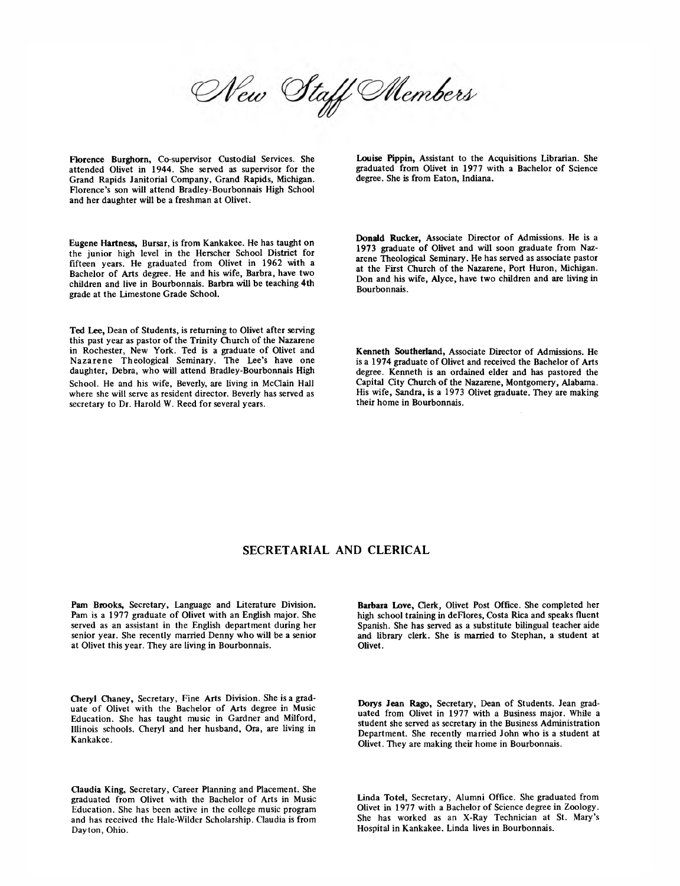# New Staff Members

**Florence Burghorn,** Co-supervisor Custodial Services. She attended Olivet in 1944. She served as supervisor for the Grand Rapids Janitorial Company, Grand Rapids, Michigan. Florence's son will attend Bradley-Bourbonnais High School and her daughter will be a freshman at Olivet.

**Eugene Hartness,** Bursar, is from Kankakee. He has taught on the junior high level in the Herscher School District for fifteen years. He graduated from Olivet in 1962 with a Bachelor of Arts degree. He and his wife, Barbra, have two children and live in Bourbonnais. Barbra will be teaching 4th grade at the Limestone Grade School.

**Ted Lee,** Dean of Students, is returning to Olivet after serving this past year as pastor of the Trinity Church of the Nazarene in Rochester, New York. Ted is a graduate of Olivet and Nazarene Theological Seminary. The Lee's have one daughter, Debra, who will attend Bradley-Bourbonnais High School. He and his wife, Beverly, are living in McClain Hall where she will serve as resident director. Beverly has served as secretary to Dr. Harold W. Reed for several years.

**Louise Pippin,** Assistant to the Acquisitions Librarian. She graduated from Olivet in 1977 with a Bachelor of Science degree. She is from Eaton, Indiana.

**Donald Rucker,** Associate Director of Admissions. He is a 1973 graduate of Olivet and will soon graduate from Nazarene Theological Seminary. He has served as associate pastor at the First Church of the Nazarene, Port Huron, Michigan. Don and his wife, Alyce, have two children and are living in Bourbonnais.

**Kenneth Southerland,** Associate Director of Admissions. He is a 1974 graduate of Olivet and received the Bachelor of Arts degree. Kenneth is an ordained elder and has pastored the Capital City Church of the Nazarene, Montgomery, Alabama. His wife, Sandra, is a 1973 Olivet graduate. They are making their home in Bourbonnais.

## SECRETARIAL AND CLERICAL

**Pam Brooks,** Secretary, Language and Literature Division. Pam is a 1977 graduate of Olivet with an English major. She served as an assistant in the English department during her senior year. She recently married Denny who will be a senior at Olivet this year. They are living in Bourbonnais.

**Cheryl Chaney,** Secretary, Fine Arts Division. She is a graduate of Olivet with the Bachelor of Arts degree in Music Education. She has taught music in Gardner and Milford, Illinois schools. Cheryl and her husband, Ora, are living in Kankakee.

**Claudia King,** Secretary, Career Planning and Placement. She graduated from Olivet with the Bachelor of Arts in Music Education. She has been active in the college music program and has received the Hale-Wilder Scholarship. Claudia is from Dayton, Ohio.

**Barbara Love,** Clerk, Olivet Post Office. She completed her high school training in deFlores, Costa Rica and speaks fluent Spanish. She has served as a substitute bilingual teacher aide and library clerk. She is married to Stephan, a student at Olivet.

**Dorys Jean Rago,** Secretary, Dean of Students. Jean graduated from Olivet in 1977 with a Business major. While a student she served as secretary in the Business Administration Department. She recently married John who is a student at Olivet. They are making their home in Bourbonnais.

**Linda Totel,** Secretary, Alumni Office. She graduated from Olivet in 1977 with a Bachelor of Science degree in Zoology. She has worked as an X-Ray Technician at St. Mary's Hospital in Kankakee. Linda lives in Bourbonnais.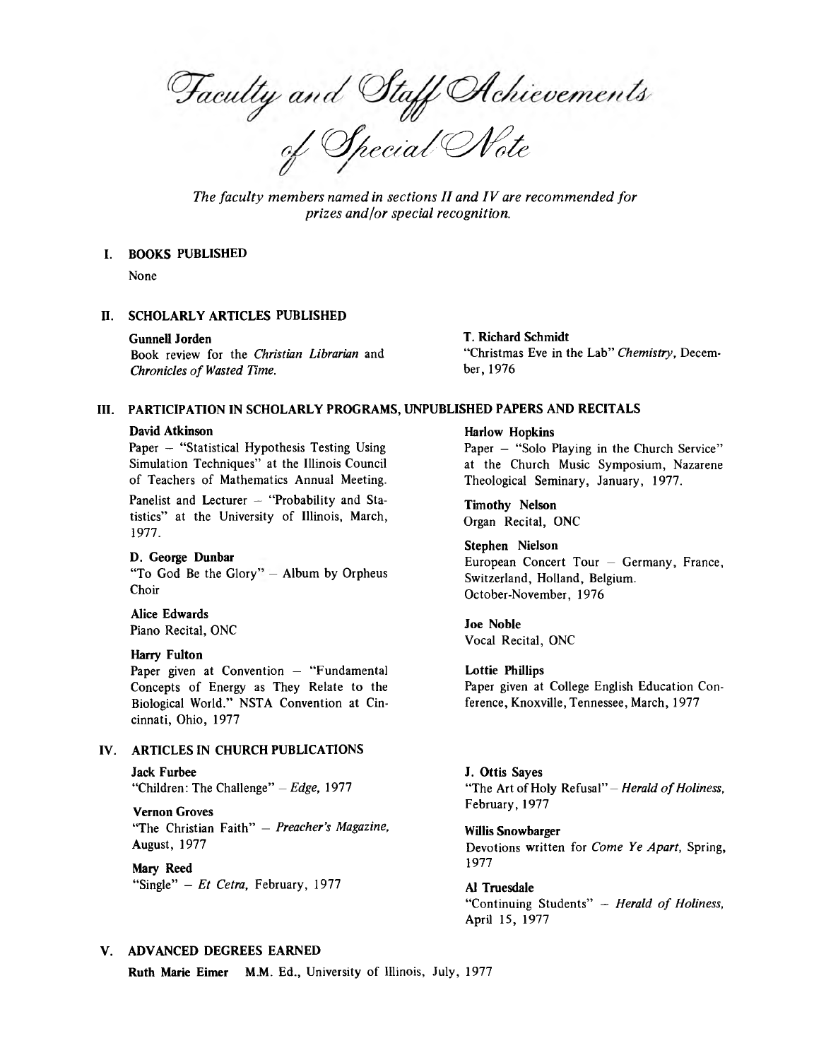# Faculty and Staff Achievements of Special Note

*The faculty members named in sections II and IV are recommended for prizes and/or special recognition.*

## I. BOOKS PUBLISHED

None

## II. SCHOLARLY ARTICLES PUBLISHED

**Gunnell Jorden**
Book review for the *Christian Librarian* and *Chronicles of Wasted Time.*

**T. Richard Schmidt**
"Christmas Eve in the Lab" *Chemistry,* December, 1976

## III. PARTICIPATION IN SCHOLARLY PROGRAMS, UNPUBLISHED PAPERS AND RECITALS

**David Atkinson**
Paper – "Statistical Hypothesis Testing Using Simulation Techniques" at the Illinois Council of Teachers of Mathematics Annual Meeting.

Panelist and Lecturer – "Probability and Statistics" at the University of Illinois, March, 1977.

**D. George Dunbar**
"To God Be the Glory" – Album by Orpheus Choir

**Alice Edwards**
Piano Recital, ONC

**Harry Fulton**
Paper given at Convention – "Fundamental Concepts of Energy as They Relate to the Biological World." NSTA Convention at Cincinnati, Ohio, 1977

**Harlow Hopkins**
Paper – "Solo Playing in the Church Service" at the Church Music Symposium, Nazarene Theological Seminary, January, 1977.

**Timothy Nelson**
Organ Recital, ONC

**Stephen Nielson**
European Concert Tour – Germany, France, Switzerland, Holland, Belgium.
October-November, 1976

**Joe Noble**
Vocal Recital, ONC

**Lottie Phillips**
Paper given at College English Education Conference, Knoxville, Tennessee, March, 1977

## IV. ARTICLES IN CHURCH PUBLICATIONS

**Jack Furbee**
"Children: The Challenge" – *Edge,* 1977

**Vernon Groves**
"The Christian Faith" – *Preacher's Magazine,* August, 1977

**Mary Reed**
"Single" – *Et Cetra,* February, 1977

**J. Ottis Sayes**
"The Art of Holy Refusal" – *Herald of Holiness,* February, 1977

**Willis Snowbarger**
Devotions written for *Come Ye Apart,* Spring, 1977

**Al Truesdale**
"Continuing Students" – *Herald of Holiness,* April 15, 1977

## V. ADVANCED DEGREES EARNED

**Ruth Marie Eimer** M.M. Ed., University of Illinois, July, 1977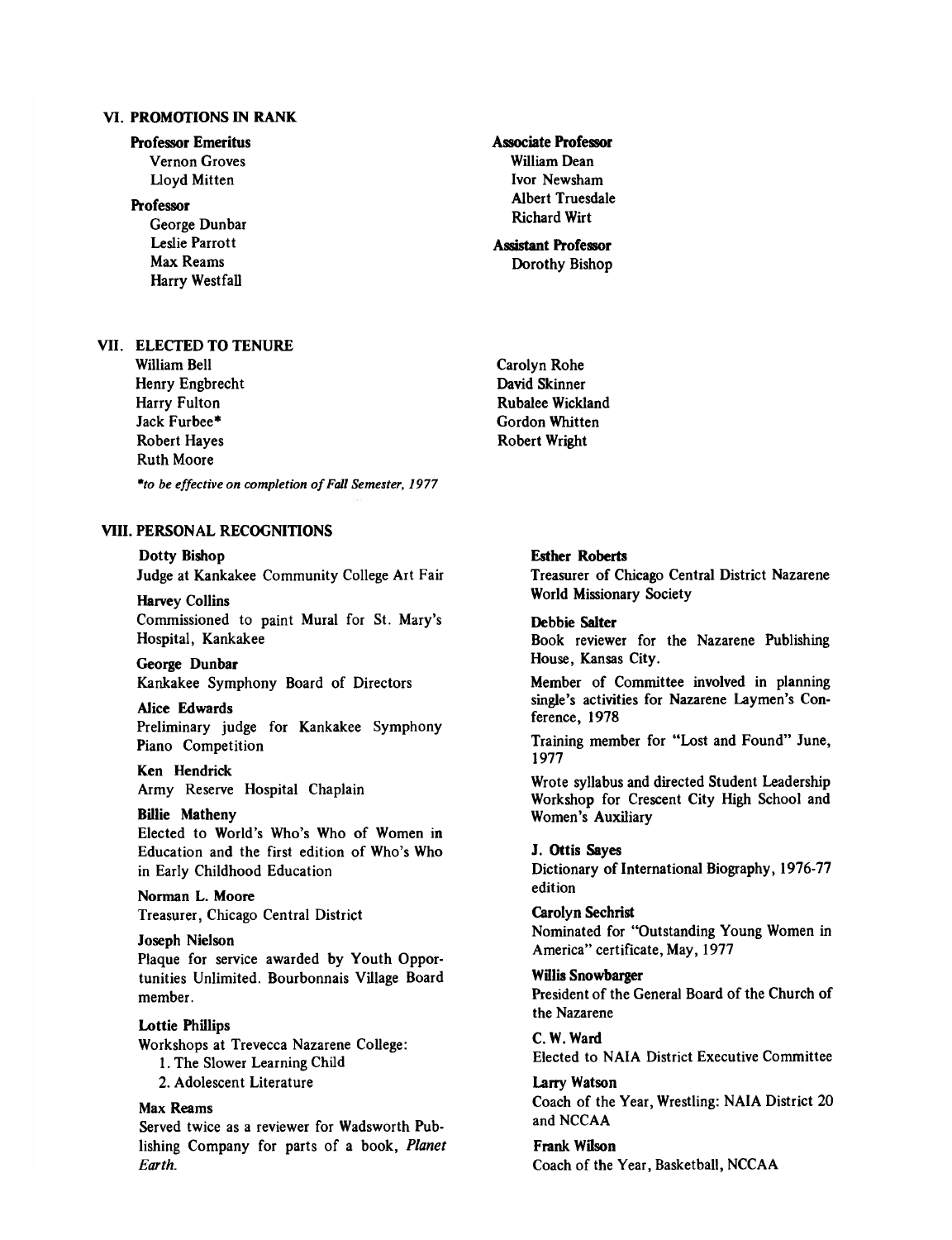## VI. PROMOTIONS IN RANK

**Professor Emeritus**

Vernon Groves
Lloyd Mitten

**Professor**

George Dunbar
Leslie Parrott
Max Reams
Harry Westfall

**Associate Professor**

William Dean
Ivor Newsham
Albert Truesdale
Richard Wirt

**Assistant Professor**

Dorothy Bishop

## VII. ELECTED TO TENURE

William Bell
Henry Engbrecht
Harry Fulton
Jack Furbee*
Robert Hayes
Ruth Moore
Carolyn Rohe
David Skinner
Rubalee Wickland
Gordon Whitten
Robert Wright

*\*to be effective on completion of Fall Semester, 1977*

## VIII. PERSONAL RECOGNITIONS

**Dotty Bishop**
Judge at Kankakee Community College Art Fair

**Harvey Collins**
Commissioned to paint Mural for St. Mary's Hospital, Kankakee

**George Dunbar**
Kankakee Symphony Board of Directors

**Alice Edwards**
Preliminary judge for Kankakee Symphony Piano Competition

**Ken Hendrick**
Army Reserve Hospital Chaplain

**Billie Matheny**
Elected to World's Who's Who of Women in Education and the first edition of Who's Who in Early Childhood Education

**Norman L. Moore**
Treasurer, Chicago Central District

**Joseph Nielson**
Plaque for service awarded by Youth Opportunities Unlimited. Bourbonnais Village Board member.

**Lottie Phillips**
Workshops at Trevecca Nazarene College:

1. The Slower Learning Child
2. Adolescent Literature

**Max Reams**
Served twice as a reviewer for Wadsworth Publishing Company for parts of a book, *Planet Earth.*

**Esther Roberts**
Treasurer of Chicago Central District Nazarene World Missionary Society

**Debbie Salter**
Book reviewer for the Nazarene Publishing House, Kansas City.

Member of Committee involved in planning single's activities for Nazarene Laymen's Conference, 1978

Training member for "Lost and Found" June, 1977

Wrote syllabus and directed Student Leadership Workshop for Crescent City High School and Women's Auxiliary

**J. Ottis Sayes**
Dictionary of International Biography, 1976-77 edition

**Carolyn Sechrist**
Nominated for "Outstanding Young Women in America" certificate, May, 1977

**Willis Snowbarger**
President of the General Board of the Church of the Nazarene

**C. W. Ward**
Elected to NAIA District Executive Committee

**Larry Watson**
Coach of the Year, Wrestling: NAIA District 20 and NCCAA

**Frank Wilson**
Coach of the Year, Basketball, NCCAA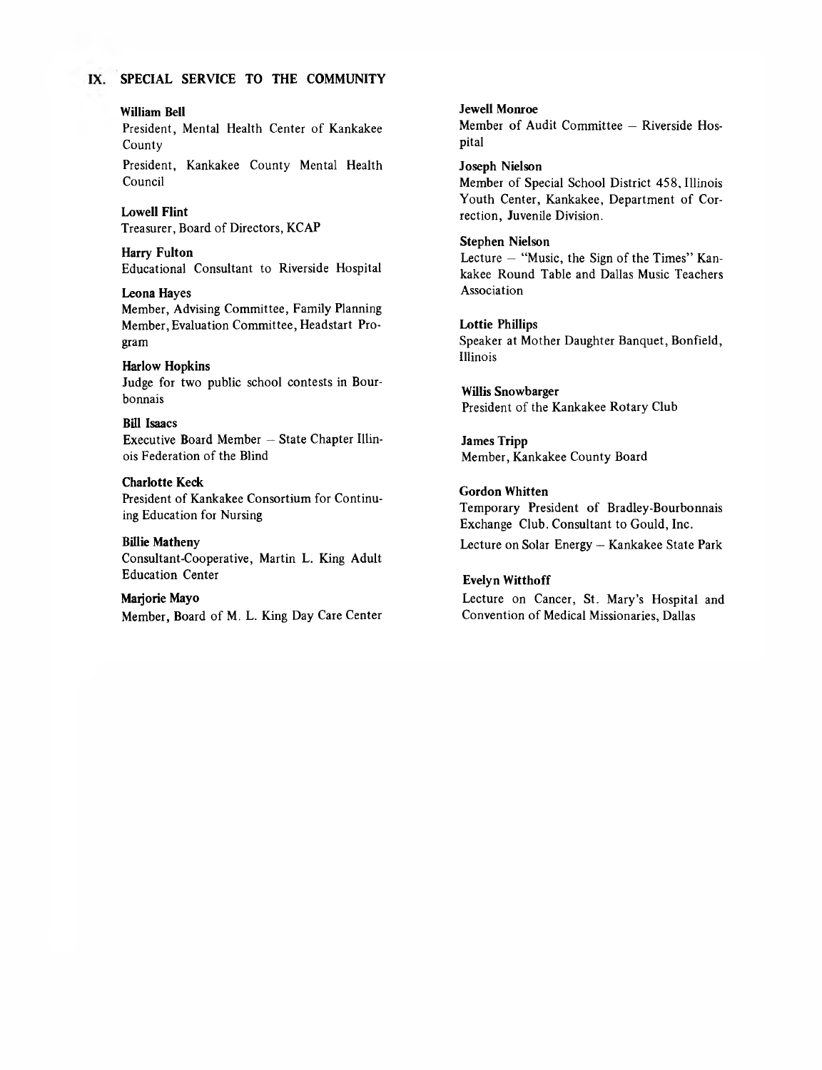## IX. SPECIAL SERVICE TO THE COMMUNITY

**William Bell**
President, Mental Health Center of Kankakee County
President, Kankakee County Mental Health Council

**Lowell Flint**
Treasurer, Board of Directors, KCAP

**Harry Fulton**
Educational Consultant to Riverside Hospital

**Leona Hayes**
Member, Advising Committee, Family Planning
Member, Evaluation Committee, Headstart Program

**Harlow Hopkins**
Judge for two public school contests in Bourbonnais

**Bill Isaacs**
Executive Board Member – State Chapter Illinois Federation of the Blind

**Charlotte Keck**
President of Kankakee Consortium for Continuing Education for Nursing

**Billie Matheny**
Consultant-Cooperative, Martin L. King Adult Education Center

**Marjorie Mayo**
Member, Board of M. L. King Day Care Center

**Jewell Monroe**
Member of Audit Committee – Riverside Hospital

**Joseph Nielson**
Member of Special School District 458, Illinois Youth Center, Kankakee, Department of Correction, Juvenile Division.

**Stephen Nielson**
Lecture – "Music, the Sign of the Times" Kankakee Round Table and Dallas Music Teachers Association

**Lottie Phillips**
Speaker at Mother Daughter Banquet, Bonfield, Illinois

**Willis Snowbarger**
President of the Kankakee Rotary Club

**James Tripp**
Member, Kankakee County Board

**Gordon Whitten**
Temporary President of Bradley-Bourbonnais Exchange Club. Consultant to Gould, Inc.
Lecture on Solar Energy – Kankakee State Park

**Evelyn Witthoff**
Lecture on Cancer, St. Mary's Hospital and Convention of Medical Missionaries, Dallas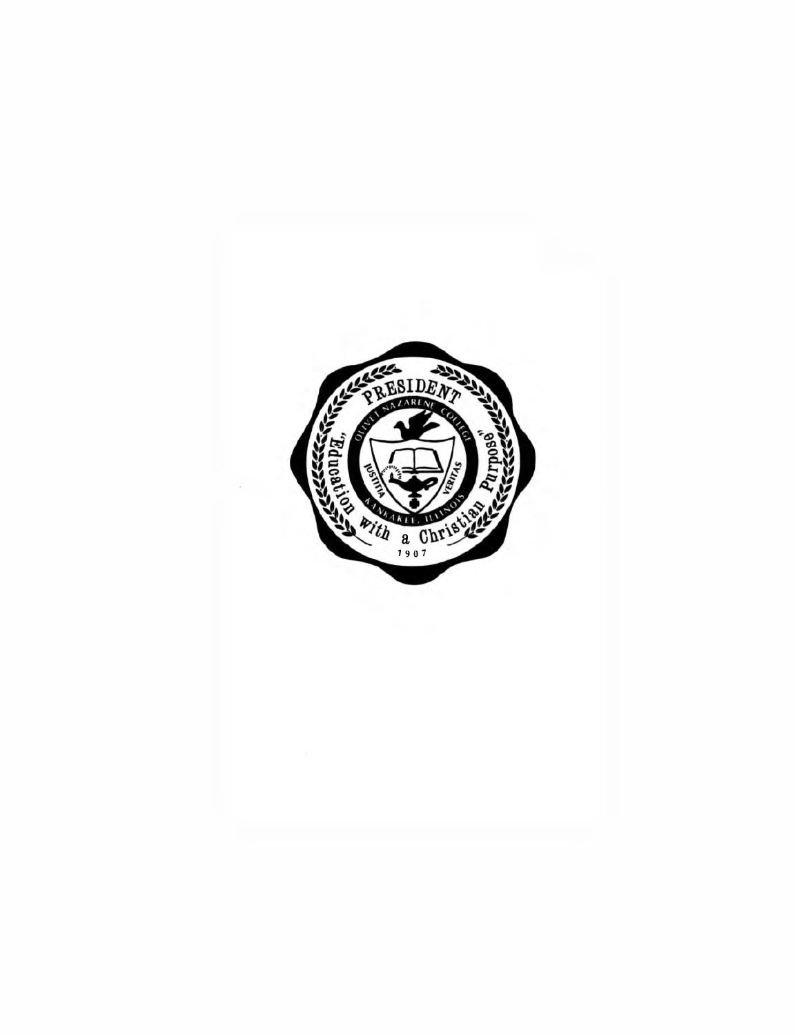PRESIDENT

OLIVET NAZARENE COLLEGE

JUSTITIA VERITAS

KANKAKEE, ILLINOIS

"Education with a Christian Purpose"

1907